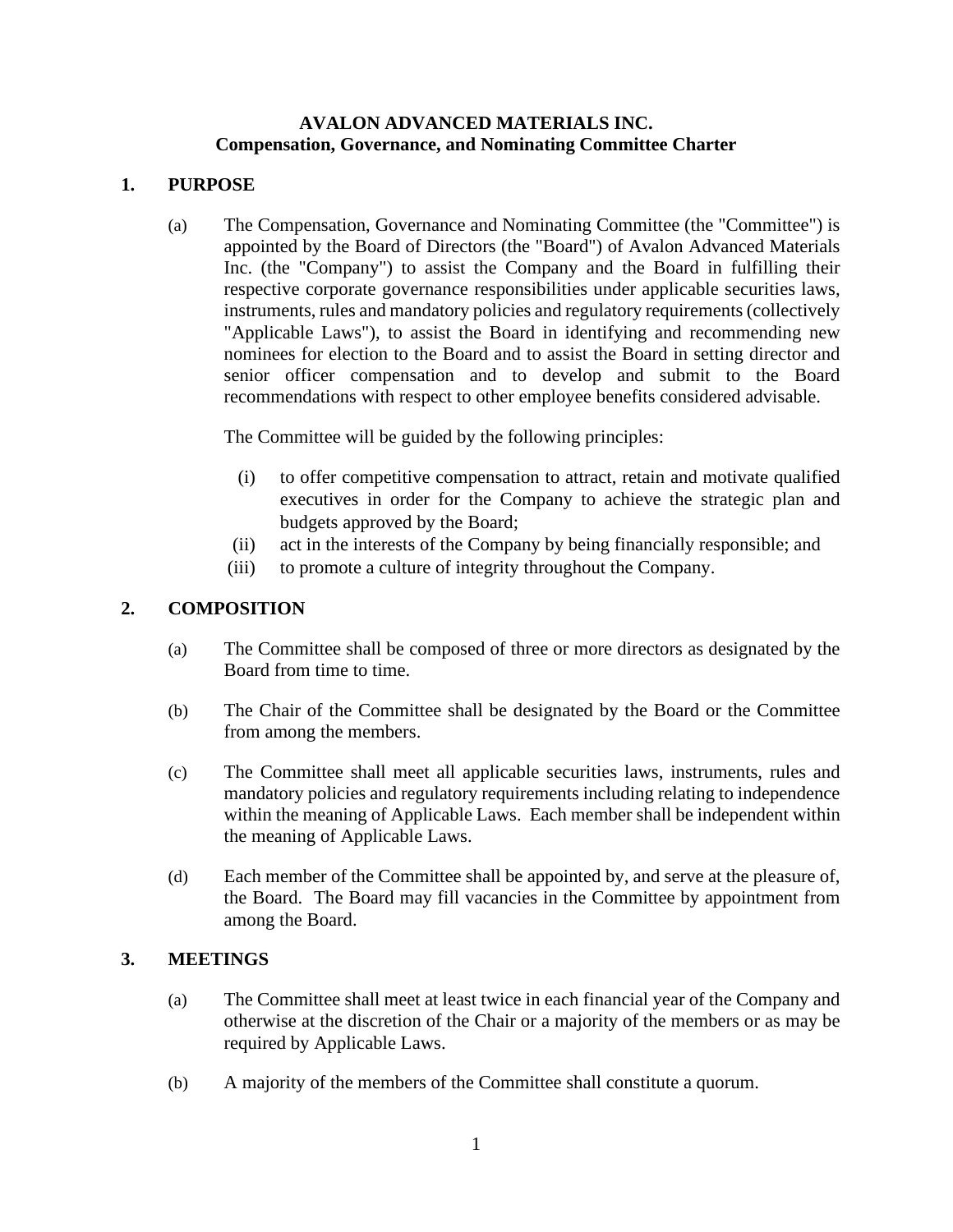# AVALON ADVANCED MATERIALS INC.
## Compensation, Governance, and Nominating Committee Charter

### 1. PURPOSE

(a) The Compensation, Governance and Nominating Committee (the "Committee") is appointed by the Board of Directors (the "Board") of Avalon Advanced Materials Inc. (the "Company") to assist the Company and the Board in fulfilling their respective corporate governance responsibilities under applicable securities laws, instruments, rules and mandatory policies and regulatory requirements (collectively "Applicable Laws"), to assist the Board in identifying and recommending new nominees for election to the Board and to assist the Board in setting director and senior officer compensation and to develop and submit to the Board recommendations with respect to other employee benefits considered advisable.

The Committee will be guided by the following principles:

(i) to offer competitive compensation to attract, retain and motivate qualified executives in order for the Company to achieve the strategic plan and budgets approved by the Board;
(ii) act in the interests of the Company by being financially responsible; and
(iii) to promote a culture of integrity throughout the Company.

### 2. COMPOSITION

(a) The Committee shall be composed of three or more directors as designated by the Board from time to time.

(b) The Chair of the Committee shall be designated by the Board or the Committee from among the members.

(c) The Committee shall meet all applicable securities laws, instruments, rules and mandatory policies and regulatory requirements including relating to independence within the meaning of Applicable Laws. Each member shall be independent within the meaning of Applicable Laws.

(d) Each member of the Committee shall be appointed by, and serve at the pleasure of, the Board. The Board may fill vacancies in the Committee by appointment from among the Board.

### 3. MEETINGS

(a) The Committee shall meet at least twice in each financial year of the Company and otherwise at the discretion of the Chair or a majority of the members or as may be required by Applicable Laws.

(b) A majority of the members of the Committee shall constitute a quorum.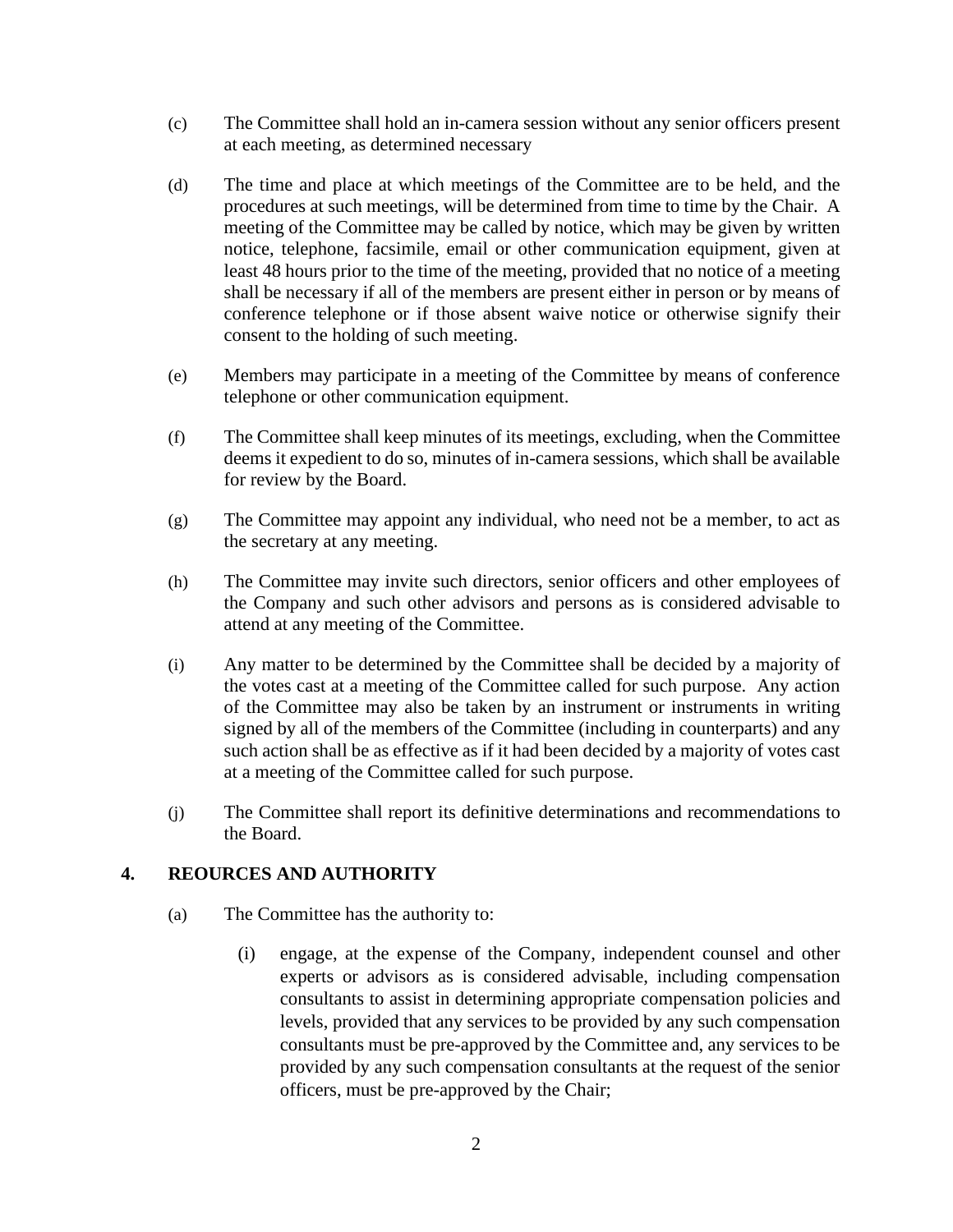(c) The Committee shall hold an in-camera session without any senior officers present at each meeting, as determined necessary

(d) The time and place at which meetings of the Committee are to be held, and the procedures at such meetings, will be determined from time to time by the Chair. A meeting of the Committee may be called by notice, which may be given by written notice, telephone, facsimile, email or other communication equipment, given at least 48 hours prior to the time of the meeting, provided that no notice of a meeting shall be necessary if all of the members are present either in person or by means of conference telephone or if those absent waive notice or otherwise signify their consent to the holding of such meeting.

(e) Members may participate in a meeting of the Committee by means of conference telephone or other communication equipment.

(f) The Committee shall keep minutes of its meetings, excluding, when the Committee deems it expedient to do so, minutes of in-camera sessions, which shall be available for review by the Board.

(g) The Committee may appoint any individual, who need not be a member, to act as the secretary at any meeting.

(h) The Committee may invite such directors, senior officers and other employees of the Company and such other advisors and persons as is considered advisable to attend at any meeting of the Committee.

(i) Any matter to be determined by the Committee shall be decided by a majority of the votes cast at a meeting of the Committee called for such purpose. Any action of the Committee may also be taken by an instrument or instruments in writing signed by all of the members of the Committee (including in counterparts) and any such action shall be as effective as if it had been decided by a majority of votes cast at a meeting of the Committee called for such purpose.

(j) The Committee shall report its definitive determinations and recommendations to the Board.

## 4. REOURCES AND AUTHORITY

(a) The Committee has the authority to:

   (i) engage, at the expense of the Company, independent counsel and other experts or advisors as is considered advisable, including compensation consultants to assist in determining appropriate compensation policies and levels, provided that any services to be provided by any such compensation consultants must be pre-approved by the Committee and, any services to be provided by any such compensation consultants at the request of the senior officers, must be pre-approved by the Chair;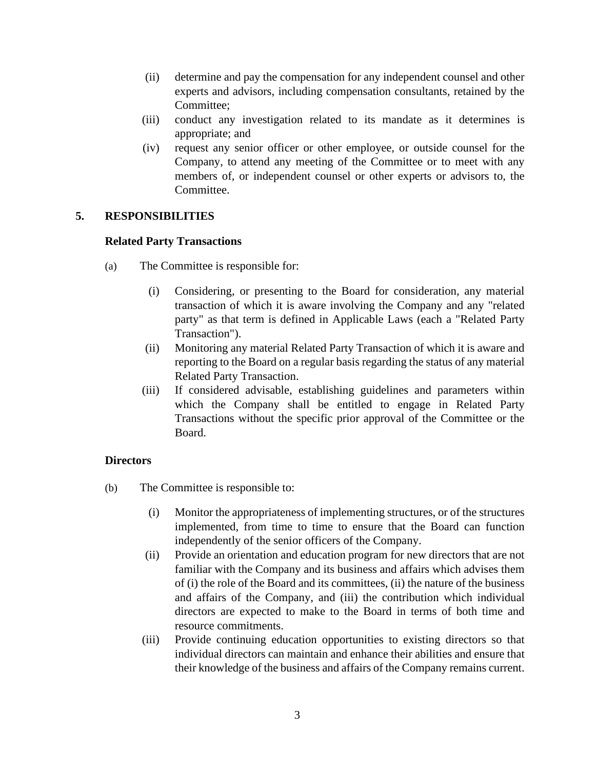(ii) determine and pay the compensation for any independent counsel and other experts and advisors, including compensation consultants, retained by the Committee;

(iii) conduct any investigation related to its mandate as it determines is appropriate; and

(iv) request any senior officer or other employee, or outside counsel for the Company, to attend any meeting of the Committee or to meet with any members of, or independent counsel or other experts or advisors to, the Committee.

## 5. RESPONSIBILITIES

### Related Party Transactions

(a) The Committee is responsible for:

(i) Considering, or presenting to the Board for consideration, any material transaction of which it is aware involving the Company and any "related party" as that term is defined in Applicable Laws (each a "Related Party Transaction").

(ii) Monitoring any material Related Party Transaction of which it is aware and reporting to the Board on a regular basis regarding the status of any material Related Party Transaction.

(iii) If considered advisable, establishing guidelines and parameters within which the Company shall be entitled to engage in Related Party Transactions without the specific prior approval of the Committee or the Board.

### Directors

(b) The Committee is responsible to:

(i) Monitor the appropriateness of implementing structures, or of the structures implemented, from time to time to ensure that the Board can function independently of the senior officers of the Company.

(ii) Provide an orientation and education program for new directors that are not familiar with the Company and its business and affairs which advises them of (i) the role of the Board and its committees, (ii) the nature of the business and affairs of the Company, and (iii) the contribution which individual directors are expected to make to the Board in terms of both time and resource commitments.

(iii) Provide continuing education opportunities to existing directors so that individual directors can maintain and enhance their abilities and ensure that their knowledge of the business and affairs of the Company remains current.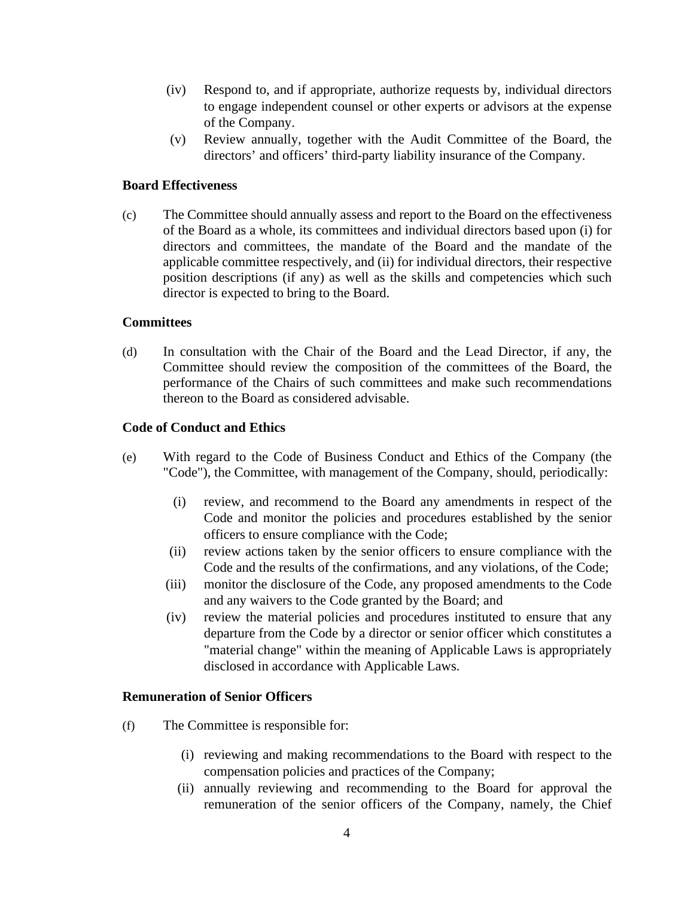(iv) Respond to, and if appropriate, authorize requests by, individual directors to engage independent counsel or other experts or advisors at the expense of the Company.

(v) Review annually, together with the Audit Committee of the Board, the directors' and officers' third-party liability insurance of the Company.

**Board Effectiveness**

(c) The Committee should annually assess and report to the Board on the effectiveness of the Board as a whole, its committees and individual directors based upon (i) for directors and committees, the mandate of the Board and the mandate of the applicable committee respectively, and (ii) for individual directors, their respective position descriptions (if any) as well as the skills and competencies which such director is expected to bring to the Board.

**Committees**

(d) In consultation with the Chair of the Board and the Lead Director, if any, the Committee should review the composition of the committees of the Board, the performance of the Chairs of such committees and make such recommendations thereon to the Board as considered advisable.

**Code of Conduct and Ethics**

(e) With regard to the Code of Business Conduct and Ethics of the Company (the "Code"), the Committee, with management of the Company, should, periodically:

(i) review, and recommend to the Board any amendments in respect of the Code and monitor the policies and procedures established by the senior officers to ensure compliance with the Code;

(ii) review actions taken by the senior officers to ensure compliance with the Code and the results of the confirmations, and any violations, of the Code;

(iii) monitor the disclosure of the Code, any proposed amendments to the Code and any waivers to the Code granted by the Board; and

(iv) review the material policies and procedures instituted to ensure that any departure from the Code by a director or senior officer which constitutes a "material change" within the meaning of Applicable Laws is appropriately disclosed in accordance with Applicable Laws.

**Remuneration of Senior Officers**

(f) The Committee is responsible for:

(i) reviewing and making recommendations to the Board with respect to the compensation policies and practices of the Company;

(ii) annually reviewing and recommending to the Board for approval the remuneration of the senior officers of the Company, namely, the Chief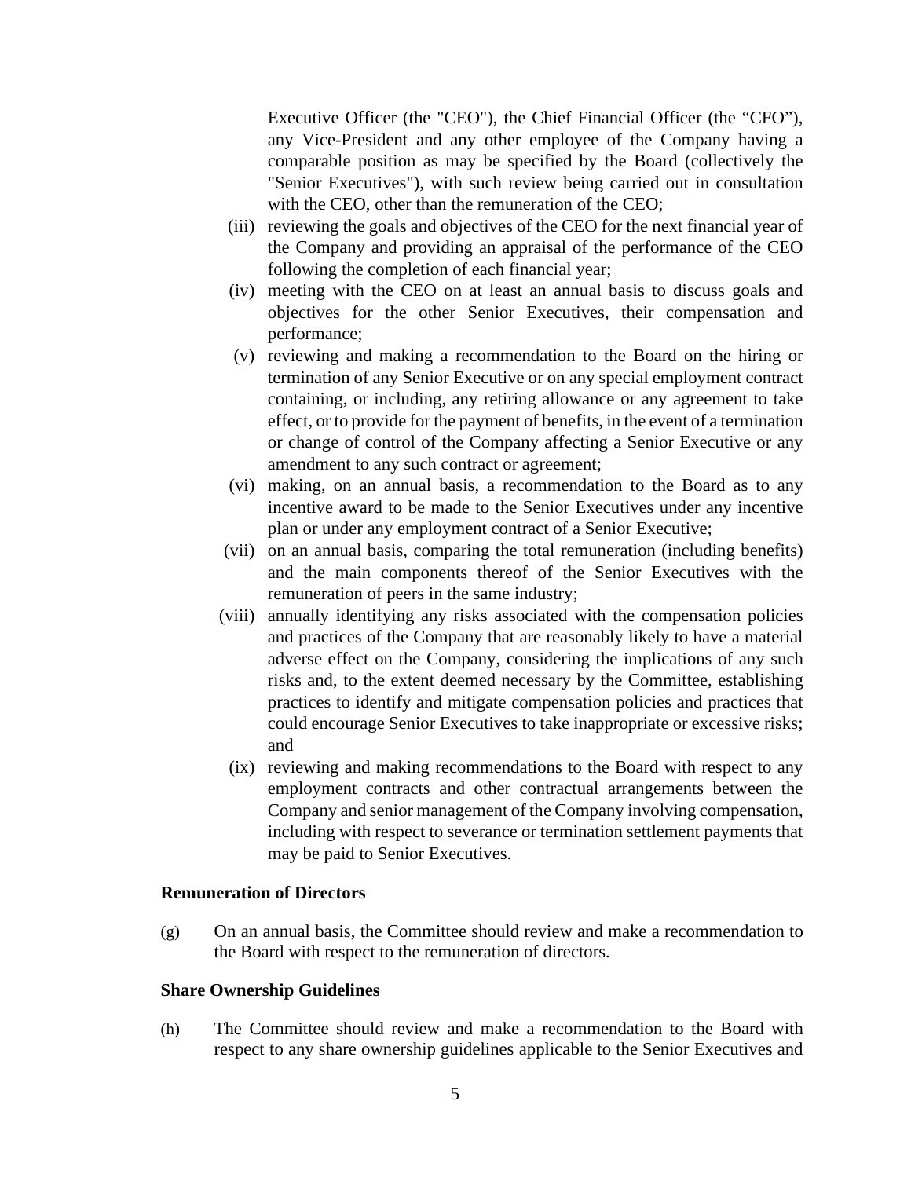Executive Officer (the "CEO"), the Chief Financial Officer (the "CFO"), any Vice-President and any other employee of the Company having a comparable position as may be specified by the Board (collectively the "Senior Executives"), with such review being carried out in consultation with the CEO, other than the remuneration of the CEO;

(iii) reviewing the goals and objectives of the CEO for the next financial year of the Company and providing an appraisal of the performance of the CEO following the completion of each financial year;

(iv) meeting with the CEO on at least an annual basis to discuss goals and objectives for the other Senior Executives, their compensation and performance;

(v) reviewing and making a recommendation to the Board on the hiring or termination of any Senior Executive or on any special employment contract containing, or including, any retiring allowance or any agreement to take effect, or to provide for the payment of benefits, in the event of a termination or change of control of the Company affecting a Senior Executive or any amendment to any such contract or agreement;

(vi) making, on an annual basis, a recommendation to the Board as to any incentive award to be made to the Senior Executives under any incentive plan or under any employment contract of a Senior Executive;

(vii) on an annual basis, comparing the total remuneration (including benefits) and the main components thereof of the Senior Executives with the remuneration of peers in the same industry;

(viii) annually identifying any risks associated with the compensation policies and practices of the Company that are reasonably likely to have a material adverse effect on the Company, considering the implications of any such risks and, to the extent deemed necessary by the Committee, establishing practices to identify and mitigate compensation policies and practices that could encourage Senior Executives to take inappropriate or excessive risks; and

(ix) reviewing and making recommendations to the Board with respect to any employment contracts and other contractual arrangements between the Company and senior management of the Company involving compensation, including with respect to severance or termination settlement payments that may be paid to Senior Executives.

**Remuneration of Directors**

(g) On an annual basis, the Committee should review and make a recommendation to the Board with respect to the remuneration of directors.

**Share Ownership Guidelines**

(h) The Committee should review and make a recommendation to the Board with respect to any share ownership guidelines applicable to the Senior Executives and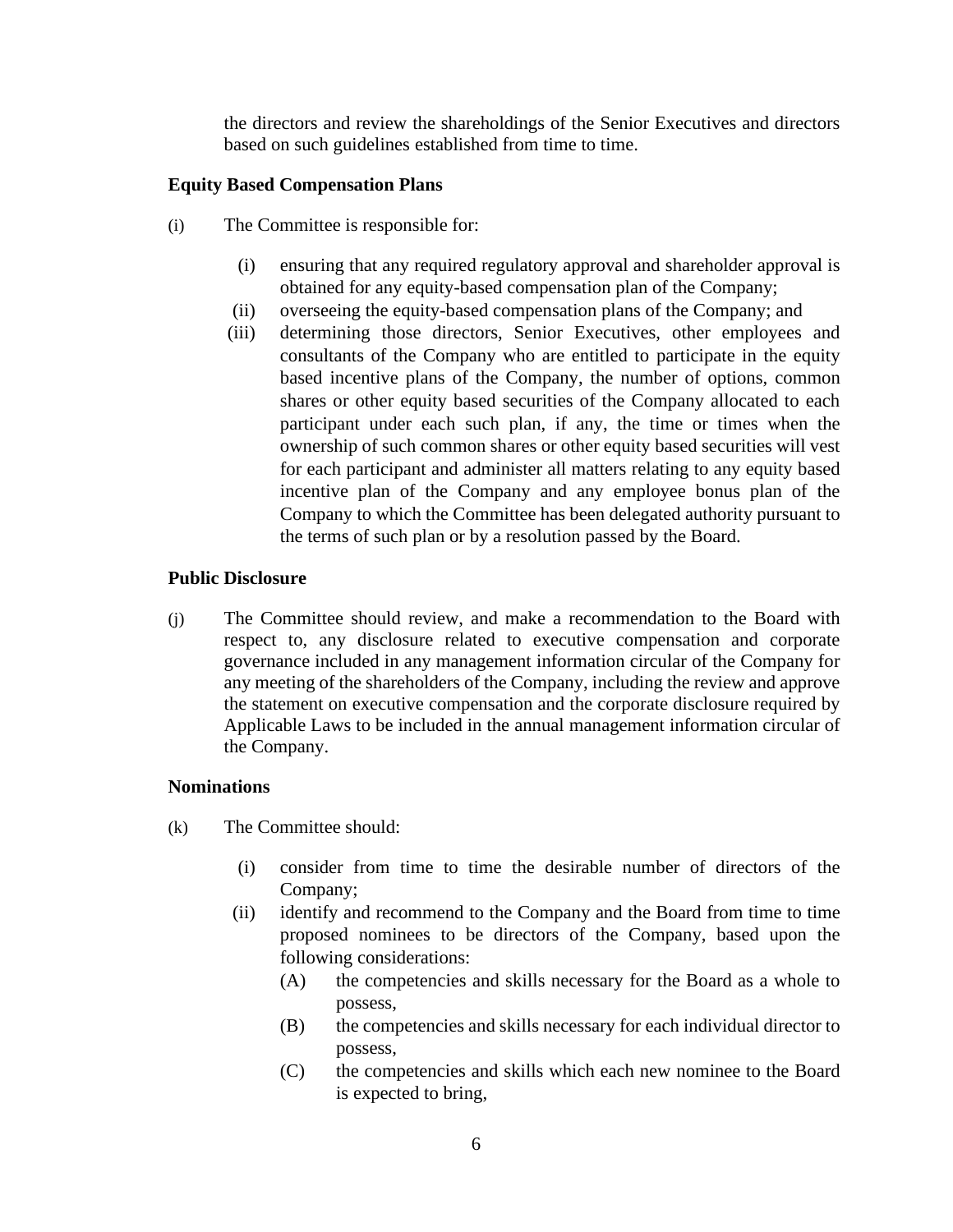the directors and review the shareholdings of the Senior Executives and directors based on such guidelines established from time to time.

**Equity Based Compensation Plans**

(i) The Committee is responsible for:

   (i) ensuring that any required regulatory approval and shareholder approval is obtained for any equity-based compensation plan of the Company;
   (ii) overseeing the equity-based compensation plans of the Company; and
   (iii) determining those directors, Senior Executives, other employees and consultants of the Company who are entitled to participate in the equity based incentive plans of the Company, the number of options, common shares or other equity based securities of the Company allocated to each participant under each such plan, if any, the time or times when the ownership of such common shares or other equity based securities will vest for each participant and administer all matters relating to any equity based incentive plan of the Company and any employee bonus plan of the Company to which the Committee has been delegated authority pursuant to the terms of such plan or by a resolution passed by the Board.

**Public Disclosure**

(j) The Committee should review, and make a recommendation to the Board with respect to, any disclosure related to executive compensation and corporate governance included in any management information circular of the Company for any meeting of the shareholders of the Company, including the review and approve the statement on executive compensation and the corporate disclosure required by Applicable Laws to be included in the annual management information circular of the Company.

**Nominations**

(k) The Committee should:

   (i) consider from time to time the desirable number of directors of the Company;
   (ii) identify and recommend to the Company and the Board from time to time proposed nominees to be directors of the Company, based upon the following considerations:
      (A) the competencies and skills necessary for the Board as a whole to possess,
      (B) the competencies and skills necessary for each individual director to possess,
      (C) the competencies and skills which each new nominee to the Board is expected to bring,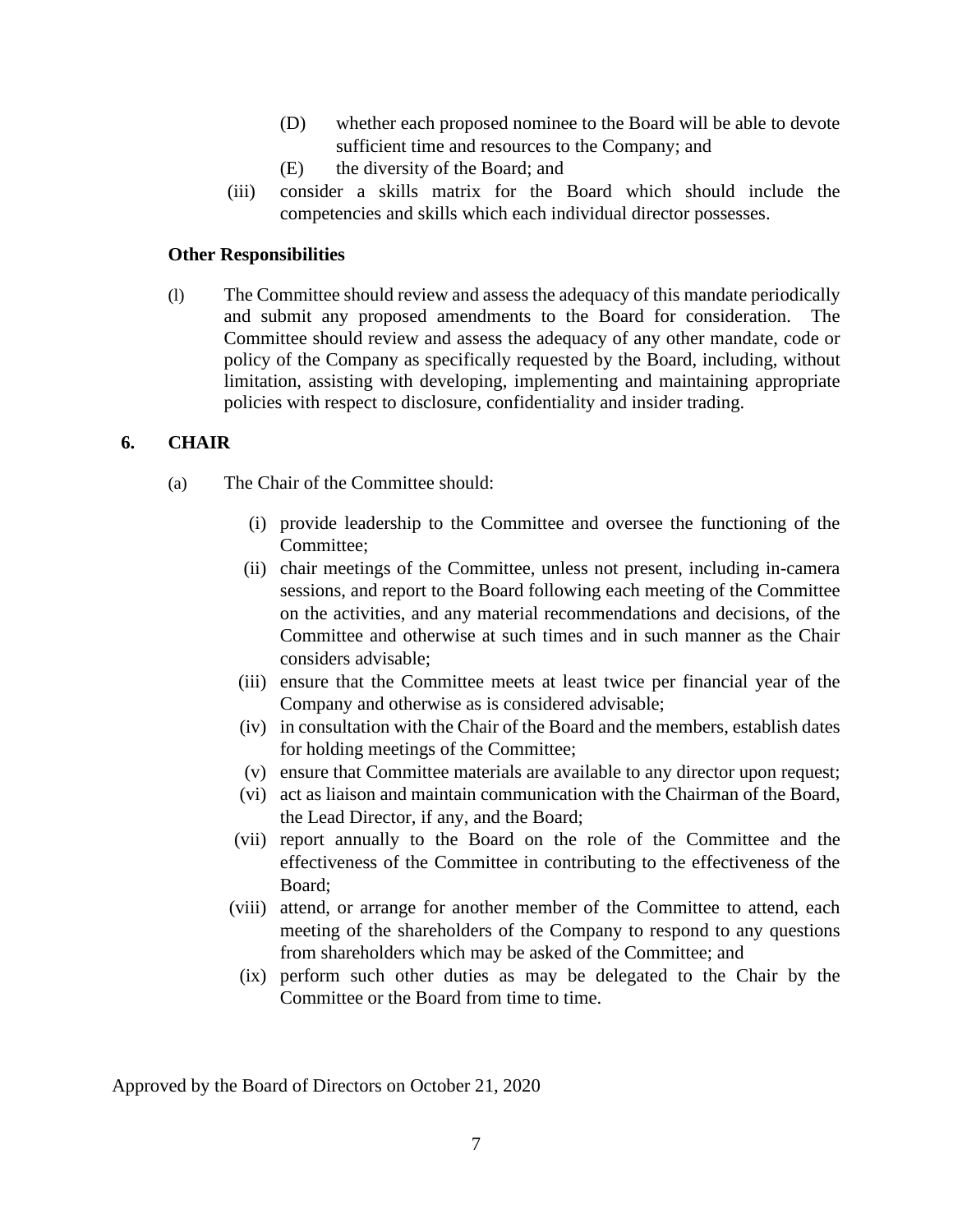- (D) whether each proposed nominee to the Board will be able to devote sufficient time and resources to the Company; and
   - (E) the diversity of the Board; and

(iii) consider a skills matrix for the Board which should include the competencies and skills which each individual director possesses.

**Other Responsibilities**

(l) The Committee should review and assess the adequacy of this mandate periodically and submit any proposed amendments to the Board for consideration. The Committee should review and assess the adequacy of any other mandate, code or policy of the Company as specifically requested by the Board, including, without limitation, assisting with developing, implementing and maintaining appropriate policies with respect to disclosure, confidentiality and insider trading.

## 6. CHAIR

(a) The Chair of the Committee should:

   - (i) provide leadership to the Committee and oversee the functioning of the Committee;
   - (ii) chair meetings of the Committee, unless not present, including in-camera sessions, and report to the Board following each meeting of the Committee on the activities, and any material recommendations and decisions, of the Committee and otherwise at such times and in such manner as the Chair considers advisable;
   - (iii) ensure that the Committee meets at least twice per financial year of the Company and otherwise as is considered advisable;
   - (iv) in consultation with the Chair of the Board and the members, establish dates for holding meetings of the Committee;
   - (v) ensure that Committee materials are available to any director upon request;
   - (vi) act as liaison and maintain communication with the Chairman of the Board, the Lead Director, if any, and the Board;
   - (vii) report annually to the Board on the role of the Committee and the effectiveness of the Committee in contributing to the effectiveness of the Board;
   - (viii) attend, or arrange for another member of the Committee to attend, each meeting of the shareholders of the Company to respond to any questions from shareholders which may be asked of the Committee; and
   - (ix) perform such other duties as may be delegated to the Chair by the Committee or the Board from time to time.

Approved by the Board of Directors on October 21, 2020